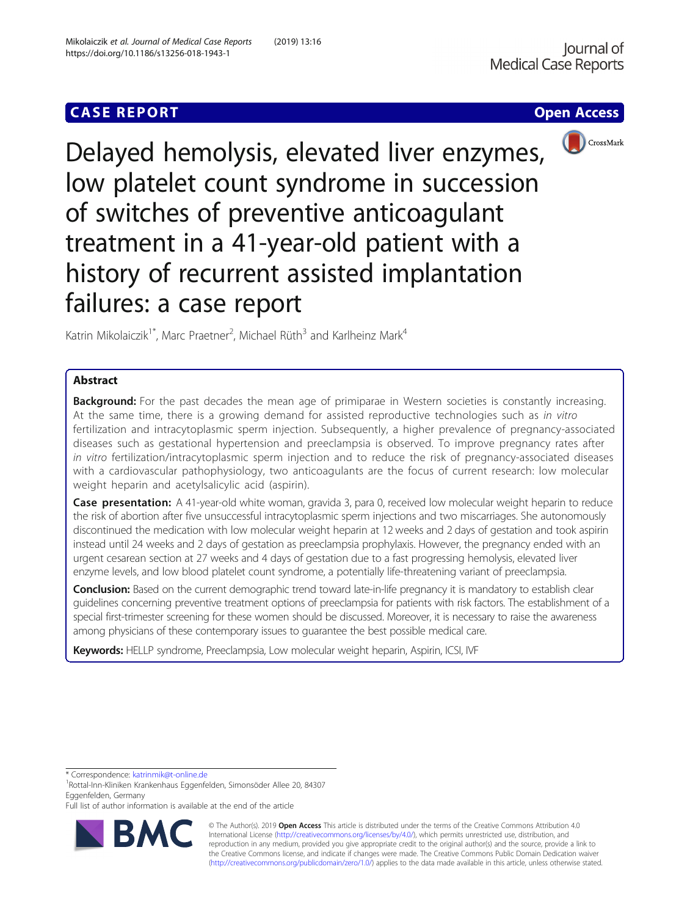CASE REPORT

Open Access

# Delayed hemolysis, elevated liver enzymes, low platelet count syndrome in succession of switches of preventive anticoagulant treatment in a 41-year-old patient with a history of recurrent assisted implantation failures: a case report

Katrin Mikolaiczik[1*], Marc Praetner[2], Michael Rüth[3] and Karlheinz Mark[4]

## Abstract

**Background:** For the past decades the mean age of primiparae in Western societies is constantly increasing. At the same time, there is a growing demand for assisted reproductive technologies such as *in vitro* fertilization and intracytoplasmic sperm injection. Subsequently, a higher prevalence of pregnancy-associated diseases such as gestational hypertension and preeclampsia is observed. To improve pregnancy rates after *in vitro* fertilization/intracytoplasmic sperm injection and to reduce the risk of pregnancy-associated diseases with a cardiovascular pathophysiology, two anticoagulants are the focus of current research: low molecular weight heparin and acetylsalicylic acid (aspirin).

**Case presentation:** A 41-year-old white woman, gravida 3, para 0, received low molecular weight heparin to reduce the risk of abortion after five unsuccessful intracytoplasmic sperm injections and two miscarriages. She autonomously discontinued the medication with low molecular weight heparin at 12 weeks and 2 days of gestation and took aspirin instead until 24 weeks and 2 days of gestation as preeclampsia prophylaxis. However, the pregnancy ended with an urgent cesarean section at 27 weeks and 4 days of gestation due to a fast progressing hemolysis, elevated liver enzyme levels, and low blood platelet count syndrome, a potentially life-threatening variant of preeclampsia.

**Conclusion:** Based on the current demographic trend toward late-in-life pregnancy it is mandatory to establish clear guidelines concerning preventive treatment options of preeclampsia for patients with risk factors. The establishment of a special first-trimester screening for these women should be discussed. Moreover, it is necessary to raise the awareness among physicians of these contemporary issues to guarantee the best possible medical care.

**Keywords:** HELLP syndrome, Preeclampsia, Low molecular weight heparin, Aspirin, ICSI, IVF

* Correspondence: katrinmik@t-online.de

[1]Rottal-Inn-Kliniken Krankenhaus Eggenfelden, Simonsöder Allee 20, 84307 Eggenfelden, Germany

Full list of author information is available at the end of the article

© The Author(s). 2019 **Open Access** This article is distributed under the terms of the Creative Commons Attribution 4.0 International License (http://creativecommons.org/licenses/by/4.0/), which permits unrestricted use, distribution, and reproduction in any medium, provided you give appropriate credit to the original author(s) and the source, provide a link to the Creative Commons license, and indicate if changes were made. The Creative Commons Public Domain Dedication waiver (http://creativecommons.org/publicdomain/zero/1.0/) applies to the data made available in this article, unless otherwise stated.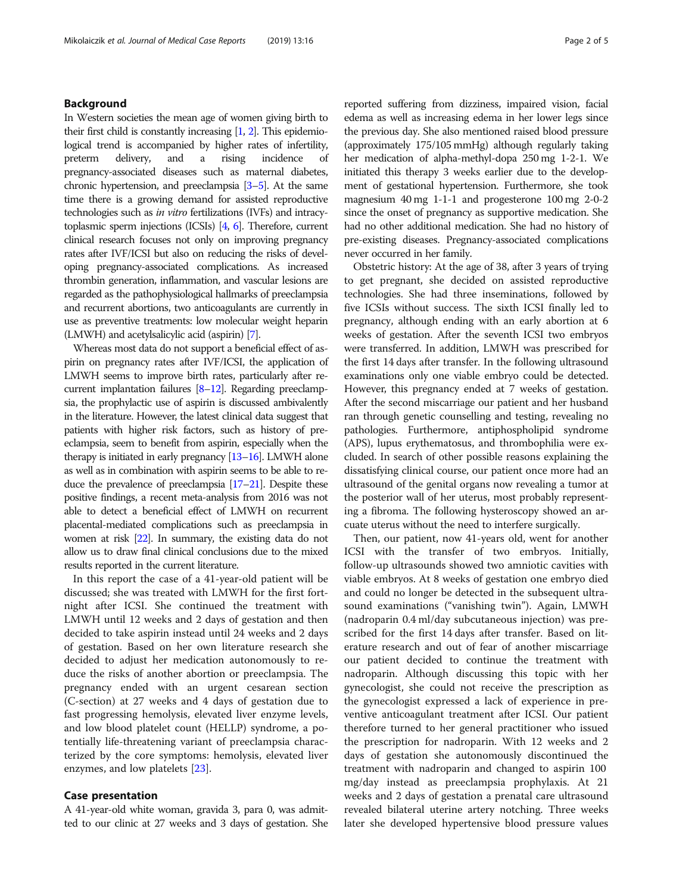## Background

In Western societies the mean age of women giving birth to their first child is constantly increasing [1, 2]. This epidemiological trend is accompanied by higher rates of infertility, preterm delivery, and a rising incidence of pregnancy-associated diseases such as maternal diabetes, chronic hypertension, and preeclampsia [3–5]. At the same time there is a growing demand for assisted reproductive technologies such as *in vitro* fertilizations (IVFs) and intracytoplasmic sperm injections (ICSIs) [4, 6]. Therefore, current clinical research focuses not only on improving pregnancy rates after IVF/ICSI but also on reducing the risks of developing pregnancy-associated complications. As increased thrombin generation, inflammation, and vascular lesions are regarded as the pathophysiological hallmarks of preeclampsia and recurrent abortions, two anticoagulants are currently in use as preventive treatments: low molecular weight heparin (LMWH) and acetylsalicylic acid (aspirin) [7].

Whereas most data do not support a beneficial effect of aspirin on pregnancy rates after IVF/ICSI, the application of LMWH seems to improve birth rates, particularly after recurrent implantation failures [8–12]. Regarding preeclampsia, the prophylactic use of aspirin is discussed ambivalently in the literature. However, the latest clinical data suggest that patients with higher risk factors, such as history of preeclampsia, seem to benefit from aspirin, especially when the therapy is initiated in early pregnancy [13–16]. LMWH alone as well as in combination with aspirin seems to be able to reduce the prevalence of preeclampsia [17–21]. Despite these positive findings, a recent meta-analysis from 2016 was not able to detect a beneficial effect of LMWH on recurrent placental-mediated complications such as preeclampsia in women at risk [22]. In summary, the existing data do not allow us to draw final clinical conclusions due to the mixed results reported in the current literature.

In this report the case of a 41-year-old patient will be discussed; she was treated with LMWH for the first fortnight after ICSI. She continued the treatment with LMWH until 12 weeks and 2 days of gestation and then decided to take aspirin instead until 24 weeks and 2 days of gestation. Based on her own literature research she decided to adjust her medication autonomously to reduce the risks of another abortion or preeclampsia. The pregnancy ended with an urgent cesarean section (C-section) at 27 weeks and 4 days of gestation due to fast progressing hemolysis, elevated liver enzyme levels, and low blood platelet count (HELLP) syndrome, a potentially life-threatening variant of preeclampsia characterized by the core symptoms: hemolysis, elevated liver enzymes, and low platelets [23].

## Case presentation

A 41-year-old white woman, gravida 3, para 0, was admitted to our clinic at 27 weeks and 3 days of gestation. She reported suffering from dizziness, impaired vision, facial edema as well as increasing edema in her lower legs since the previous day. She also mentioned raised blood pressure (approximately 175/105 mmHg) although regularly taking her medication of alpha-methyl-dopa 250 mg 1-2-1. We initiated this therapy 3 weeks earlier due to the development of gestational hypertension. Furthermore, she took magnesium 40 mg 1-1-1 and progesterone 100 mg 2-0-2 since the onset of pregnancy as supportive medication. She had no other additional medication. She had no history of pre-existing diseases. Pregnancy-associated complications never occurred in her family.

Obstetric history: At the age of 38, after 3 years of trying to get pregnant, she decided on assisted reproductive technologies. She had three inseminations, followed by five ICSIs without success. The sixth ICSI finally led to pregnancy, although ending with an early abortion at 6 weeks of gestation. After the seventh ICSI two embryos were transferred. In addition, LMWH was prescribed for the first 14 days after transfer. In the following ultrasound examinations only one viable embryo could be detected. However, this pregnancy ended at 7 weeks of gestation. After the second miscarriage our patient and her husband ran through genetic counselling and testing, revealing no pathologies. Furthermore, antiphospholipid syndrome (APS), lupus erythematosus, and thrombophilia were excluded. In search of other possible reasons explaining the dissatisfying clinical course, our patient once more had an ultrasound of the genital organs now revealing a tumor at the posterior wall of her uterus, most probably representing a fibroma. The following hysteroscopy showed an arcuate uterus without the need to interfere surgically.

Then, our patient, now 41-years old, went for another ICSI with the transfer of two embryos. Initially, follow-up ultrasounds showed two amniotic cavities with viable embryos. At 8 weeks of gestation one embryo died and could no longer be detected in the subsequent ultrasound examinations ("vanishing twin"). Again, LMWH (nadroparin 0.4 ml/day subcutaneous injection) was prescribed for the first 14 days after transfer. Based on literature research and out of fear of another miscarriage our patient decided to continue the treatment with nadroparin. Although discussing this topic with her gynecologist, she could not receive the prescription as the gynecologist expressed a lack of experience in preventive anticoagulant treatment after ICSI. Our patient therefore turned to her general practitioner who issued the prescription for nadroparin. With 12 weeks and 2 days of gestation she autonomously discontinued the treatment with nadroparin and changed to aspirin 100 mg/day instead as preeclampsia prophylaxis. At 21 weeks and 2 days of gestation a prenatal care ultrasound revealed bilateral uterine artery notching. Three weeks later she developed hypertensive blood pressure values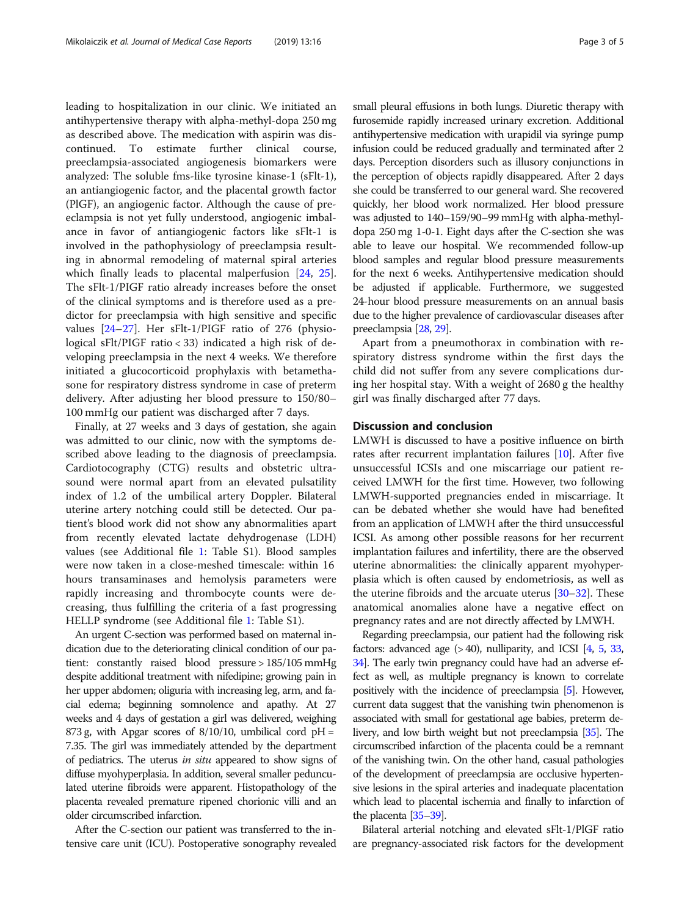leading to hospitalization in our clinic. We initiated an antihypertensive therapy with alpha-methyl-dopa 250 mg as described above. The medication with aspirin was discontinued. To estimate further clinical course, preeclampsia-associated angiogenesis biomarkers were analyzed: The soluble fms-like tyrosine kinase-1 (sFlt-1), an antiangiogenic factor, and the placental growth factor (PlGF), an angiogenic factor. Although the cause of preeclampsia is not yet fully understood, angiogenic imbalance in favor of antiangiogenic factors like sFlt-1 is involved in the pathophysiology of preeclampsia resulting in abnormal remodeling of maternal spiral arteries which finally leads to placental malperfusion [24, 25]. The sFlt-1/PIGF ratio already increases before the onset of the clinical symptoms and is therefore used as a predictor for preeclampsia with high sensitive and specific values [24–27]. Her sFlt-1/PIGF ratio of 276 (physiological sFlt/PlGF ratio < 33) indicated a high risk of developing preeclampsia in the next 4 weeks. We therefore initiated a glucocorticoid prophylaxis with betamethasone for respiratory distress syndrome in case of preterm delivery. After adjusting her blood pressure to 150/80–100 mmHg our patient was discharged after 7 days.

Finally, at 27 weeks and 3 days of gestation, she again was admitted to our clinic, now with the symptoms described above leading to the diagnosis of preeclampsia. Cardiotocography (CTG) results and obstetric ultrasound were normal apart from an elevated pulsatility index of 1.2 of the umbilical artery Doppler. Bilateral uterine artery notching could still be detected. Our patient's blood work did not show any abnormalities apart from recently elevated lactate dehydrogenase (LDH) values (see Additional file 1: Table S1). Blood samples were now taken in a close-meshed timescale: within 16 hours transaminases and hemolysis parameters were rapidly increasing and thrombocyte counts were decreasing, thus fulfilling the criteria of a fast progressing HELLP syndrome (see Additional file 1: Table S1).

An urgent C-section was performed based on maternal indication due to the deteriorating clinical condition of our patient: constantly raised blood pressure > 185/105 mmHg despite additional treatment with nifedipine; growing pain in her upper abdomen; oliguria with increasing leg, arm, and facial edema; beginning somnolence and apathy. At 27 weeks and 4 days of gestation a girl was delivered, weighing 873 g, with Apgar scores of 8/10/10, umbilical cord pH = 7.35. The girl was immediately attended by the department of pediatrics. The uterus *in situ* appeared to show signs of diffuse myohyperplasia. In addition, several smaller pedunculated uterine fibroids were apparent. Histopathology of the placenta revealed premature ripened chorionic villi and an older circumscribed infarction.

After the C-section our patient was transferred to the intensive care unit (ICU). Postoperative sonography revealed small pleural effusions in both lungs. Diuretic therapy with furosemide rapidly increased urinary excretion. Additional antihypertensive medication with urapidil via syringe pump infusion could be reduced gradually and terminated after 2 days. Perception disorders such as illusory conjunctions in the perception of objects rapidly disappeared. After 2 days she could be transferred to our general ward. She recovered quickly, her blood work normalized. Her blood pressure was adjusted to 140–159/90–99 mmHg with alpha-methyl-dopa 250 mg 1-0-1. Eight days after the C-section she was able to leave our hospital. We recommended follow-up blood samples and regular blood pressure measurements for the next 6 weeks. Antihypertensive medication should be adjusted if applicable. Furthermore, we suggested 24-hour blood pressure measurements on an annual basis due to the higher prevalence of cardiovascular diseases after preeclampsia [28, 29].

Apart from a pneumothorax in combination with respiratory distress syndrome within the first days the child did not suffer from any severe complications during her hospital stay. With a weight of 2680 g the healthy girl was finally discharged after 77 days.

## Discussion and conclusion

LMWH is discussed to have a positive influence on birth rates after recurrent implantation failures [10]. After five unsuccessful ICSIs and one miscarriage our patient received LMWH for the first time. However, two following LMWH-supported pregnancies ended in miscarriage. It can be debated whether she would have had benefited from an application of LMWH after the third unsuccessful ICSI. As among other possible reasons for her recurrent implantation failures and infertility, there are the observed uterine abnormalities: the clinically apparent myohyperplasia which is often caused by endometriosis, as well as the uterine fibroids and the arcuate uterus [30–32]. These anatomical anomalies alone have a negative effect on pregnancy rates and are not directly affected by LMWH.

Regarding preeclampsia, our patient had the following risk factors: advanced age (> 40), nulliparity, and ICSI [4, 5, 33, 34]. The early twin pregnancy could have had an adverse effect as well, as multiple pregnancy is known to correlate positively with the incidence of preeclampsia [5]. However, current data suggest that the vanishing twin phenomenon is associated with small for gestational age babies, preterm delivery, and low birth weight but not preeclampsia [35]. The circumscribed infarction of the placenta could be a remnant of the vanishing twin. On the other hand, casual pathologies of the development of preeclampsia are occlusive hypertensive lesions in the spiral arteries and inadequate placentation which lead to placental ischemia and finally to infarction of the placenta [35–39].

Bilateral arterial notching and elevated sFlt-1/PlGF ratio are pregnancy-associated risk factors for the development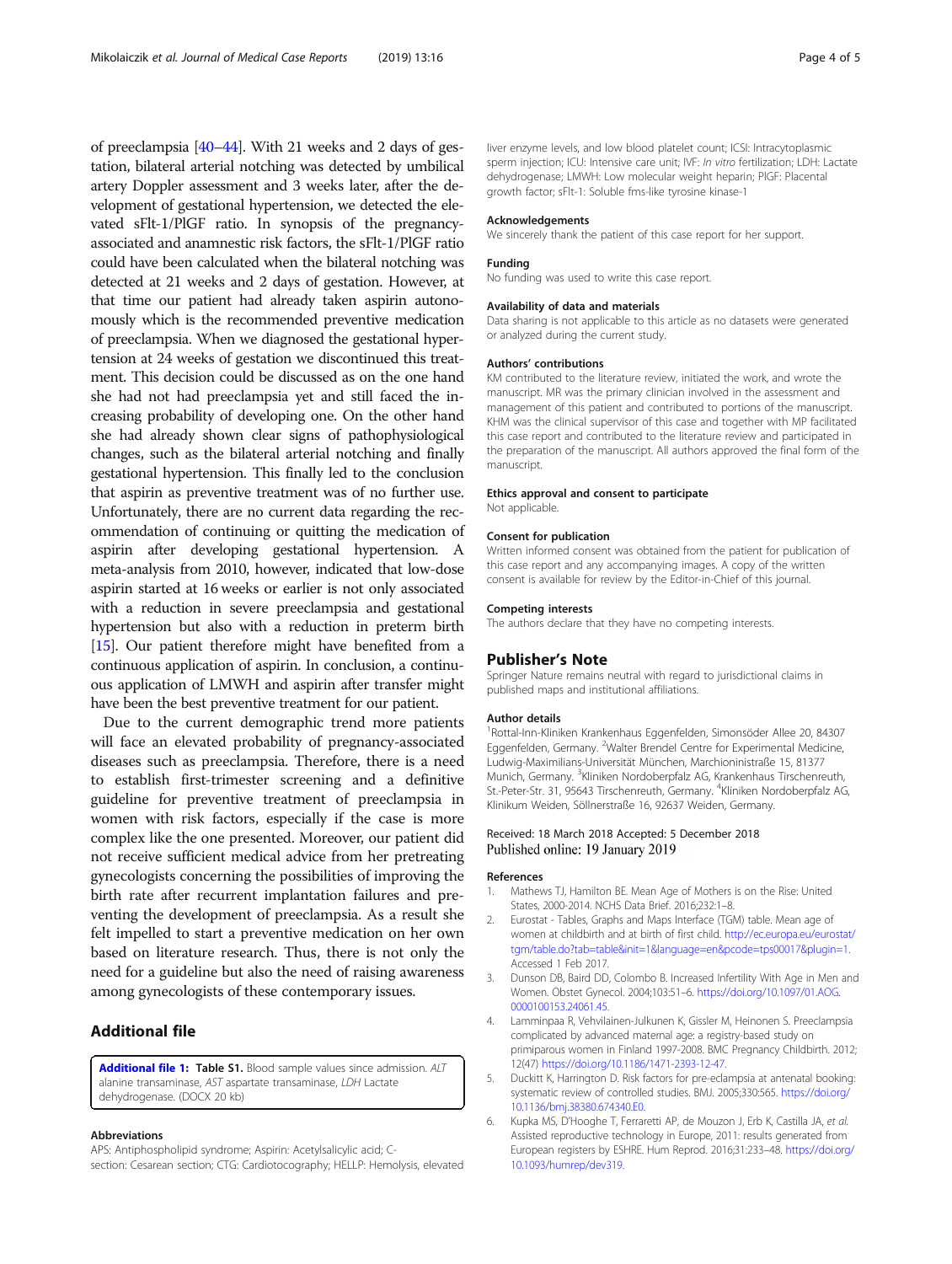of preeclampsia [40–44]. With 21 weeks and 2 days of gestation, bilateral arterial notching was detected by umbilical artery Doppler assessment and 3 weeks later, after the development of gestational hypertension, we detected the elevated sFlt-1/PlGF ratio. In synopsis of the pregnancy-associated and anamnestic risk factors, the sFlt-1/PlGF ratio could have been calculated when the bilateral notching was detected at 21 weeks and 2 days of gestation. However, at that time our patient had already taken aspirin autonomously which is the recommended preventive medication of preeclampsia. When we diagnosed the gestational hypertension at 24 weeks of gestation we discontinued this treatment. This decision could be discussed as on the one hand she had not had preeclampsia yet and still faced the increasing probability of developing one. On the other hand she had already shown clear signs of pathophysiological changes, such as the bilateral arterial notching and finally gestational hypertension. This finally led to the conclusion that aspirin as preventive treatment was of no further use. Unfortunately, there are no current data regarding the recommendation of continuing or quitting the medication of aspirin after developing gestational hypertension. A meta-analysis from 2010, however, indicated that low-dose aspirin started at 16 weeks or earlier is not only associated with a reduction in severe preeclampsia and gestational hypertension but also with a reduction in preterm birth [15]. Our patient therefore might have benefited from a continuous application of aspirin. In conclusion, a continuous application of LMWH and aspirin after transfer might have been the best preventive treatment for our patient.

Due to the current demographic trend more patients will face an elevated probability of pregnancy-associated diseases such as preeclampsia. Therefore, there is a need to establish first-trimester screening and a definitive guideline for preventive treatment of preeclampsia in women with risk factors, especially if the case is more complex like the one presented. Moreover, our patient did not receive sufficient medical advice from her pretreating gynecologists concerning the possibilities of improving the birth rate after recurrent implantation failures and preventing the development of preeclampsia. As a result she felt impelled to start a preventive medication on her own based on literature research. Thus, there is not only the need for a guideline but also the need of raising awareness among gynecologists of these contemporary issues.

## Additional file

**Additional file 1: Table S1.** Blood sample values since admission. *ALT* alanine transaminase, *AST* aspartate transaminase, *LDH* Lactate dehydrogenase. (DOCX 20 kb)

#### Abbreviations

APS: Antiphospholipid syndrome; Aspirin: Acetylsalicylic acid; C-section: Cesarean section; CTG: Cardiotocography; HELLP: Hemolysis, elevated liver enzyme levels, and low blood platelet count; ICSI: Intracytoplasmic sperm injection; ICU: Intensive care unit; IVF: *In vitro* fertilization; LDH: Lactate dehydrogenase; LMWH: Low molecular weight heparin; PlGF: Placental growth factor; sFlt-1: Soluble fms-like tyrosine kinase-1

#### Acknowledgements

We sincerely thank the patient of this case report for her support.

#### Funding

No funding was used to write this case report.

#### Availability of data and materials

Data sharing is not applicable to this article as no datasets were generated or analyzed during the current study.

#### Authors' contributions

KM contributed to the literature review, initiated the work, and wrote the manuscript. MR was the primary clinician involved in the assessment and management of this patient and contributed to portions of the manuscript. KHM was the clinical supervisor of this case and together with MP facilitated this case report and contributed to the literature review and participated in the preparation of the manuscript. All authors approved the final form of the manuscript.

#### Ethics approval and consent to participate

Not applicable.

#### Consent for publication

Written informed consent was obtained from the patient for publication of this case report and any accompanying images. A copy of the written consent is available for review by the Editor-in-Chief of this journal.

#### Competing interests

The authors declare that they have no competing interests.

## Publisher's Note

Springer Nature remains neutral with regard to jurisdictional claims in published maps and institutional affiliations.

#### Author details

[1]Rottal-Inn-Kliniken Krankenhaus Eggenfelden, Simonsöder Allee 20, 84307 Eggenfelden, Germany. [2]Walter Brendel Centre for Experimental Medicine, Ludwig-Maximilians-Universität München, Marchioninistraße 15, 81377 Munich, Germany. [3]Kliniken Nordoberpfalz AG, Krankenhaus Tirschenreuth, St.-Peter-Str. 31, 95643 Tirschenreuth, Germany. [4]Kliniken Nordoberpfalz AG, Klinikum Weiden, Söllnerstraße 16, 92637 Weiden, Germany.

Received: 18 March 2018 Accepted: 5 December 2018
Published online: 19 January 2019

#### References

1. Mathews TJ, Hamilton BE. Mean Age of Mothers is on the Rise: United States, 2000-2014. NCHS Data Brief. 2016;232:1–8.
2. Eurostat - Tables, Graphs and Maps Interface (TGM) table. Mean age of women at childbirth and at birth of first child. http://ec.europa.eu/eurostat/tgm/table.do?tab=table&init=1&language=en&pcode=tps00017&plugin=1. Accessed 1 Feb 2017.
3. Dunson DB, Baird DD, Colombo B. Increased Infertility With Age in Men and Women. Obstet Gynecol. 2004;103:51–6. https://doi.org/10.1097/01.AOG.0000100153.24061.45.
4. Lamminpaa R, Vehvilainen-Julkunen K, Gissler M, Heinonen S. Preeclampsia complicated by advanced maternal age: a registry-based study on primiparous women in Finland 1997-2008. BMC Pregnancy Childbirth. 2012;12(47) https://doi.org/10.1186/1471-2393-12-47.
5. Duckitt K, Harrington D. Risk factors for pre-eclampsia at antenatal booking: systematic review of controlled studies. BMJ. 2005;330:565. https://doi.org/10.1136/bmj.38380.674340.E0.
6. Kupka MS, D'Hooghe T, Ferraretti AP, de Mouzon J, Erb K, Castilla JA, *et al.* Assisted reproductive technology in Europe, 2011: results generated from European registers by ESHRE. Hum Reprod. 2016;31:233–48. https://doi.org/10.1093/humrep/dev319.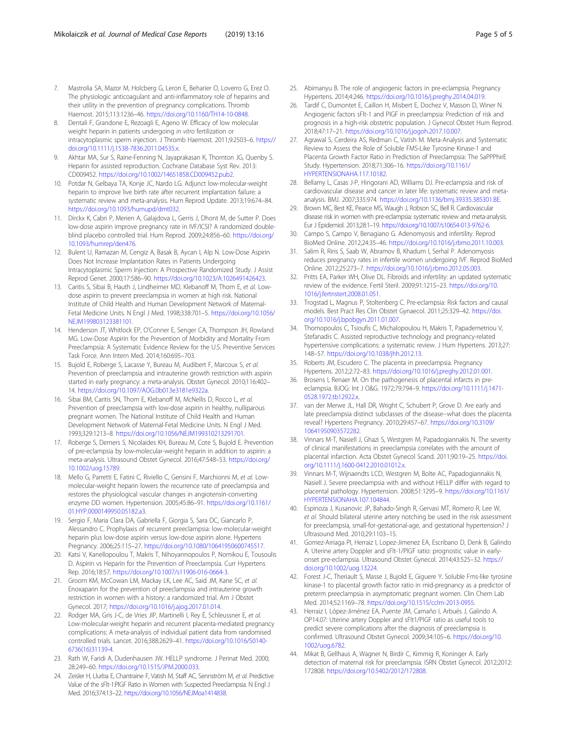7. Mastrolia SA, Mazor M, Holcberg G, Leron E, Beharier O, Loverro G, Erez O. The physiologic anticoagulant and anti-inflammatory role of heparins and their utility in the prevention of pregnancy complications. Thromb Haemost. 2015;113:1236–46. https://doi.org/10.1160/TH14-10-0848.
8. Dentali F, Grandone E, Rezoagli E, Ageno W. Efficacy of low molecular weight heparin in patients undergoing *in vitro* fertilization or intracytoplasmic sperm injection. J Thromb Haemost. 2011;9:2503–6. https://doi.org/10.1111/j.1538-7836.2011.04535.x.
9. Akhtar MA, Sur S, Raine-Fenning N, Jayaprakasan K, Thornton JG, Quenby S. Heparin for assisted reproduction. Cochrane Database Syst Rev. 2013: CD009452. https://doi.org/10.1002/14651858.CD009452.pub2.
10. Potdar N, Gelbaya TA, Konje JC, Nardo LG. Adjunct low-molecular-weight heparin to improve live birth rate after recurrent implantation failure: a systematic review and meta-analysis. Hum Reprod Update. 2013;19:674–84. https://doi.org/10.1093/humupd/dmt032.
11. Dirckx K, Cabri P, Merien A, Galajdova L, Gerris J, Dhont M, de Sutter P. Does low-dose aspirin improve pregnancy rate in IVF/ICSI? A randomized double-blind placebo controlled trial. Hum Reprod. 2009;24:856–60. https://doi.org/10.1093/humrep/den476.
12. Bulent U, Ramazan M, Cengiz A, Basak B, Aycan I, Alp N. Low-Dose Aspirin Does Not Increase Implantation Rates in Patients Undergoing Intracytoplasmic Sperm Injection: A Prospective Randomized Study. J Assist Reprod Genet. 2000;17:586–90. https://doi.org/10.1023/A:1026491426423.
13. Caritis S, Sibai B, Hauth J, Lindheimer MD, Klebanoff M, Thom E, *et al.* Low-dose aspirin to prevent preeclampsia in women at high risk. National Institute of Child Health and Human Development Network of Maternal-Fetal Medicine Units. N Engl J Med. 1998;338:701–5. https://doi.org/10.1056/NEJM199803123381101.
14. Henderson JT, Whitlock EP, O'Conner E, Senger CA, Thompson JH, Rowland MG. Low-Dose Aspirin for the Prevention of Morbidity and Mortality From Preeclampsia: A Systematic Evidence Review for the U.S. Preventive Services Task Force. Ann Intern Med. 2014;160:695–703.
15. Bujold E, Roberge S, Lacasse Y, Bureau M, Audibert F, Marcoux S, *et al.* Prevention of preeclampsia and intrauterine growth restriction with aspirin started in early pregnancy: a meta-analysis. Obstet Gynecol. 2010;116:402–14. https://doi.org/10.1097/AOG.0b013e3181e9322a.
16. Sibai BM, Caritis SN, Thom E, Klebanoff M, McNellis D, Rocco L, *et al.* Prevention of preeclampsia with low-dose aspirin in healthy, nulliparous pregnant women. The National Institute of Child Health and Human Development Network of Maternal-Fetal Medicine Units. N Engl J Med. 1993;329:1213–8. https://doi.org/10.1056/NEJM199310213291701.
17. Roberge S, Demers S, Nicolaides KH, Bureau M, Cote S, Bujold E. Prevention of pre-eclampsia by low-molecular-weight heparin in addition to aspirin: a meta-analysis. Ultrasound Obstet Gynecol. 2016;47:548–53. https://doi.org/10.1002/uog.15789.
18. Mello G, Parretti E, Fatini C, Riviello C, Gensini F, Marchionni M, *et al.* Low-molecular-weight heparin lowers the recurrence rate of preeclampsia and restores the physiological vascular changes in angiotensin-converting enzyme DD women. Hypertension. 2005;45:86–91. https://doi.org/10.1161/01.HYP.0000149950.05182.a3.
19. Sergio F, Maria Clara DA, Gabriella F, Giorgia S, Sara DC, Giancarlo P, Alessandro C. Prophylaxis of recurrent preeclampsia: low-molecular-weight heparin plus low-dose aspirin versus low-dose aspirin alone. Hypertens Pregnancy. 2006;25:115–27. https://doi.org/10.1080/10641950600745517.
20. Katsi V, Kanellopoulou T, Makris T, Nihoyannopoulos P, Nomikou E, Tousoulis D. Aspirin vs Heparin for the Prevention of Preeclampsia. Curr Hypertens Rep. 2016;18:57. https://doi.org/10.1007/s11906-016-0664-3.
21. Groom KM, McCowan LM, Mackay LK, Lee AC, Said JM, Kane SC, *et al.* Enoxaparin for the prevention of preeclampsia and intrauterine growth restriction in women with a history: a randomized trial. Am J Obstet Gynecol. 2017; https://doi.org/10.1016/j.ajog.2017.01.014.
22. Rodger MA, Gris J-C, de Vries JIP, Martinelli I, Rey É, Schleussner E, *et al.* Low-molecular-weight heparin and recurrent placenta-mediated pregnancy complications: A meta-analysis of individual patient data from randomised controlled trials. Lancet. 2016;388:2629–41. https://doi.org/10.1016/S0140-6736(16)31139-4.
23. Rath W, Faridi A, Dudenhausen JW. HELLP syndrome. J Perinat Med. 2000; 28:249–60. https://doi.org/10.1515/JPM.2000.033.
24. Zeisler H, Llurba E, Chantraine F, Vatish M, Staff AC, Sennström M, *et al.* Predictive Value of the sFlt-1:PlGF Ratio in Women with Suspected Preeclampsia. N Engl J Med. 2016;374:13–22. https://doi.org/10.1056/NEJMoa1414838.
25. Abimanyu B. The role of angiogenic factors in pre-eclampsia. Pregnancy Hypertens. 2014;4:246. https://doi.org/10.1016/j.preghy.2014.04.019.
26. Tardif C, Dumontet E, Caillon H, Misbert E, Dochez V, Masson D, Winer N. Angiogenic factors sFlt-1 and PlGF in preeclampsia: Prediction of risk and prognosis in a high-risk obstetric population. J Gynecol Obstet Hum Reprod. 2018;47:17–21. https://doi.org/10.1016/j.jogoh.2017.10.007.
27. Agrawal S, Cerdeira AS, Redman C, Vatish M. Meta-Analysis and Systematic Review to Assess the Role of Soluble FMS-Like Tyrosine Kinase-1 and Placenta Growth Factor Ratio in Prediction of Preeclampsia: The SaPPPhirE Study. Hypertension. 2018;71:306–16. https://doi.org/10.1161/HYPERTENSIONAHA.117.10182.
28. Bellamy L, Casas J-P, Hingorani AD, Williams DJ. Pre-eclampsia and risk of cardiovascular disease and cancer in later life: systematic review and meta-analysis. BMJ. 2007;335:974. https://doi.org/10.1136/bmj.39335.385301.BE.
29. Brown MC, Best KE, Pearce MS, Waugh J, Robson SC, Bell R. Cardiovascular disease risk in women with pre-eclampsia: systematic review and meta-analysis. Eur J Epidemiol. 2013;28:1–19. https://doi.org/10.1007/s10654-013-9762-6.
30. Campo S, Campo V, Benagiano G. Adenomyosis and infertility. Reprod BioMed Online. 2012;24:35–46. https://doi.org/10.1016/j.rbmo.2011.10.003.
31. Salim R, Riris S, Saab W, Abramov B, Khadum I, Serhal P. Adenomyosis reduces pregnancy rates in infertile women undergoing IVF. Reprod BioMed Online. 2012;25:273–7. https://doi.org/10.1016/j.rbmo.2012.05.003.
32. Pritts EA, Parker WH, Olive DL. Fibroids and infertility: an updated systematic review of the evidence. Fertil Steril. 2009;91:1215–23. https://doi.org/10.1016/j.fertnstert.2008.01.051.
33. Trogstad L, Magnus P, Stoltenberg C. Pre-eclampsia: Risk factors and causal models. Best Pract Res Clin Obstet Gynaecol. 2011;25:329–42. https://doi.org/10.1016/j.bpobgyn.2011.01.007.
34. Thomopoulos C, Tsioufis C, Michalopoulou H, Makris T, Papademetriou V, Stefanadis C. Assisted reproductive technology and pregnancy-related hypertensive complications: a systematic review. J Hum Hypertens. 2013;27:148–57. https://doi.org/10.1038/jhh.2012.13.
35. Roberts JM, Escudero C. The placenta in preeclampsia. Pregnancy Hypertens. 2012;2:72–83. https://doi.org/10.1016/j.preghy.2012.01.001.
36. Brosens I, Renaer M. On the pathogenesis of placental infarcts in pre-eclampsia. BJOG: Int J O&G. 1972;79:794–9. https://doi.org/10.1111/j.1471-0528.1972.tb12922.x.
37. van der Merwe JL, Hall DR, Wright C, Schubert P, Grove D. Are early and late preeclampsia distinct subclasses of the disease--what does the placenta reveal? Hypertens Pregnancy. 2010;29:457–67. https://doi.org/10.3109/10641950903572282.
38. Vinnars M-T, Nasiell J, Ghazi S, Westgren M, Papadogiannakis N. The severity of clinical manifestations in preeclampsia correlates with the amount of placental infarction. Acta Obstet Gynecol Scand. 2011;90:19–25. https://doi.org/10.1111/j.1600-0412.2010.01012.x.
39. Vinnars M-T, Wijnaendts LCD, Westgren M, Bolte AC, Papadogiannakis N, Nasiell J. Severe preeclampsia with and without HELLP differ with regard to placental pathology. Hypertension. 2008;51:1295–9. https://doi.org/10.1161/HYPERTENSIONAHA.107.104844.
40. Espinoza J, Kusanovic JP, Bahado-Singh R, Gervasi MT, Romero R, Lee W, *et al.* Should bilateral uterine artery notching be used in the risk assessment for preeclampsia, small-for-gestational-age, and gestational hypertension? J Ultrasound Med. 2010;29:1103–15.
41. Gomez-Arriaga PI, Herraiz I, Lopez-Jimenez EA, Escribano D, Denk B, Galindo A. Uterine artery Doppler and sFlt-1/PlGF ratio: prognostic value in early-onset pre-eclampsia. Ultrasound Obstet Gynecol. 2014;43:525–32. https://doi.org/10.1002/uog.13224.
42. Forest J-C, Theriault S, Masse J, Bujold E, Giguere Y. Soluble Fms-like tyrosine kinase-1 to placental growth factor ratio in mid-pregnancy as a predictor of preterm preeclampsia in asymptomatic pregnant women. Clin Chem Lab Med. 2014;52:1169–78. https://doi.org/10.1515/cclm-2013-0955.
43. Herraiz I, López-Jiménez EA, Puente JM, Camaño I, Arbués J, Galindo A. OP14.07: Uterine artery Doppler and sFlt1/PlGF ratio as useful tools to predict severe complications after the diagnosis of preeclampsia is confirmed. Ultrasound Obstet Gynecol. 2009;34:105–6. https://doi.org/10.1002/uog.6782.
44. Mikat B, Gellhaus A, Wagner N, Birdir C, Kimmig R, Koninger A. Early detection of maternal risk for preeclampsia. ISRN Obstet Gynecol. 2012;2012:172808. https://doi.org/10.5402/2012/172808.